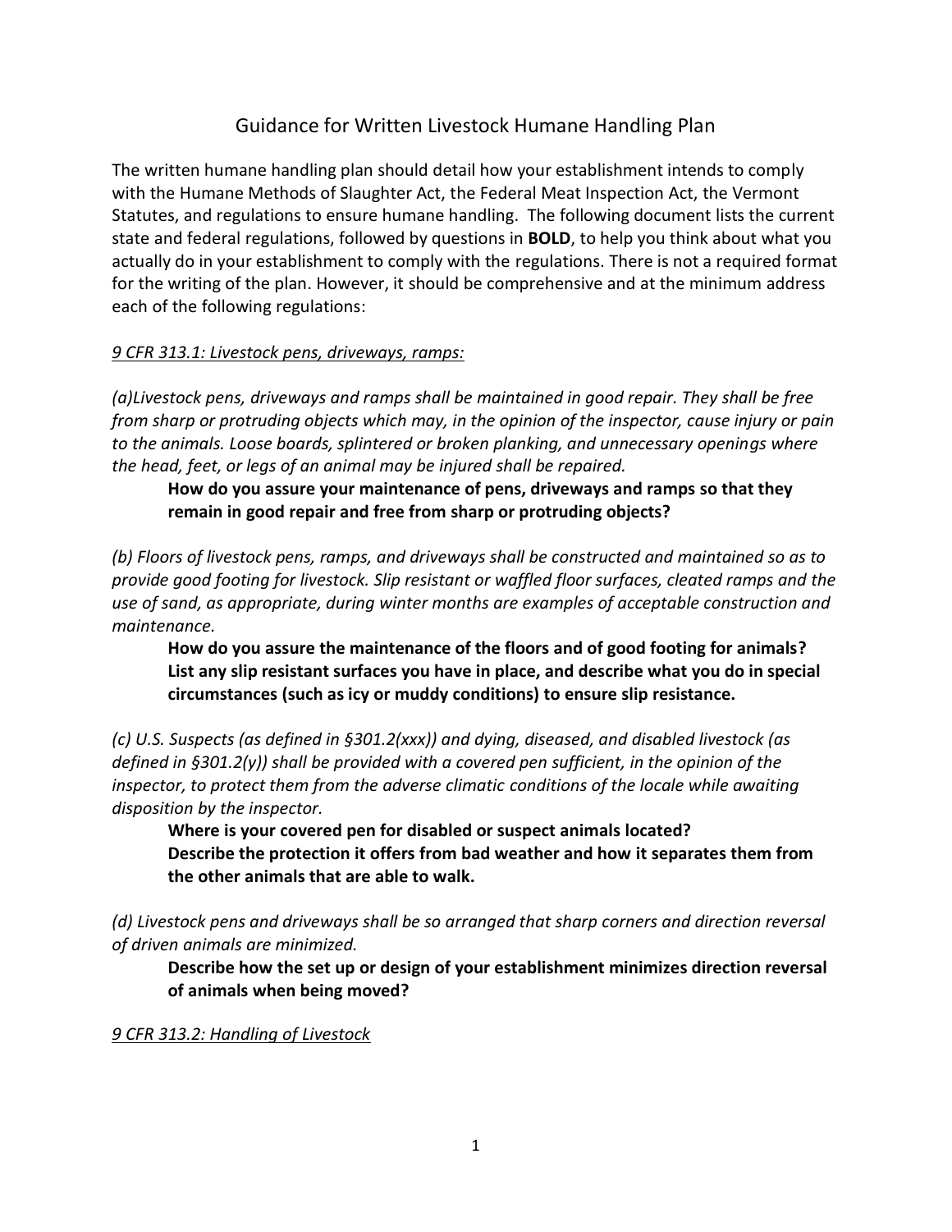# Guidance for Written Livestock Humane Handling Plan

The written humane handling plan should detail how your establishment intends to comply with the Humane Methods of Slaughter Act, the Federal Meat Inspection Act, the Vermont Statutes, and regulations to ensure humane handling. The following document lists the current state and federal regulations, followed by questions in **BOLD**, to help you think about what you actually do in your establishment to comply with the regulations. There is not a required format for the writing of the plan. However, it should be comprehensive and at the minimum address each of the following regulations:

*9 CFR 313.1: Livestock pens, driveways, ramps:*

*(a)Livestock pens, driveways and ramps shall be maintained in good repair. They shall be free from sharp or protruding objects which may, in the opinion of the inspector, cause injury or pain to the animals. Loose boards, splintered or broken planking, and unnecessary openings where the head, feet, or legs of an animal may be injured shall be repaired.*

> **How do you assure your maintenance of pens, driveways and ramps so that they remain in good repair and free from sharp or protruding objects?**

*(b) Floors of livestock pens, ramps, and driveways shall be constructed and maintained so as to provide good footing for livestock. Slip resistant or waffled floor surfaces, cleated ramps and the use of sand, as appropriate, during winter months are examples of acceptable construction and maintenance.*

> **How do you assure the maintenance of the floors and of good footing for animals? List any slip resistant surfaces you have in place, and describe what you do in special circumstances (such as icy or muddy conditions) to ensure slip resistance.**

*(c) U.S. Suspects (as defined in §301.2(xxx)) and dying, diseased, and disabled livestock (as defined in §301.2(y)) shall be provided with a covered pen sufficient, in the opinion of the inspector, to protect them from the adverse climatic conditions of the locale while awaiting disposition by the inspector.*

> **Where is your covered pen for disabled or suspect animals located?**
> **Describe the protection it offers from bad weather and how it separates them from the other animals that are able to walk.**

*(d) Livestock pens and driveways shall be so arranged that sharp corners and direction reversal of driven animals are minimized.*

> **Describe how the set up or design of your establishment minimizes direction reversal of animals when being moved?**

*9 CFR 313.2: Handling of Livestock*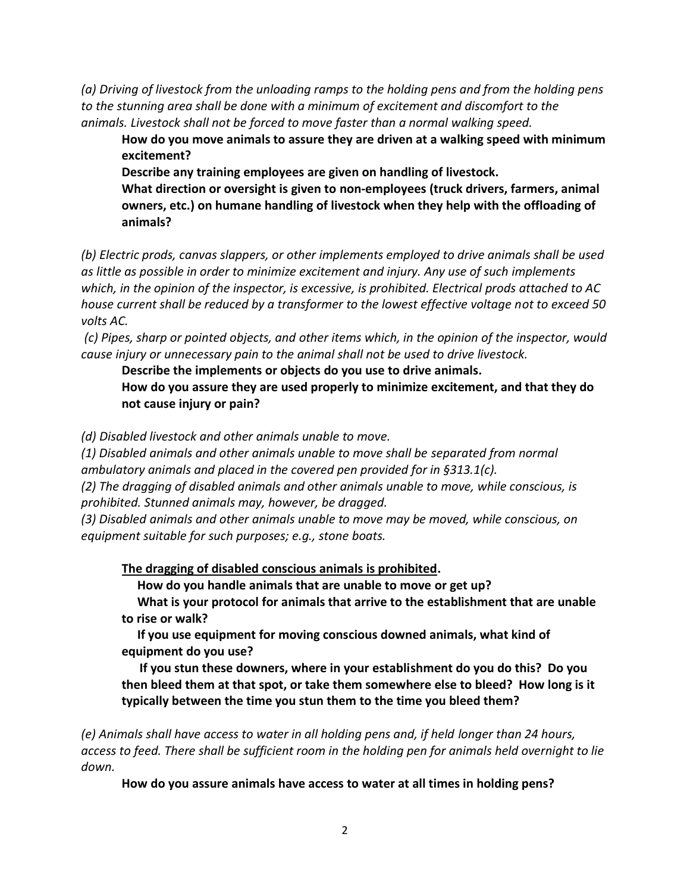*(a) Driving of livestock from the unloading ramps to the holding pens and from the holding pens to the stunning area shall be done with a minimum of excitement and discomfort to the animals. Livestock shall not be forced to move faster than a normal walking speed.*

**How do you move animals to assure they are driven at a walking speed with minimum excitement?**

**Describe any training employees are given on handling of livestock.**

**What direction or oversight is given to non-employees (truck drivers, farmers, animal owners, etc.) on humane handling of livestock when they help with the offloading of animals?**

*(b) Electric prods, canvas slappers, or other implements employed to drive animals shall be used as little as possible in order to minimize excitement and injury. Any use of such implements which, in the opinion of the inspector, is excessive, is prohibited. Electrical prods attached to AC house current shall be reduced by a transformer to the lowest effective voltage not to exceed 50 volts AC.*

*(c) Pipes, sharp or pointed objects, and other items which, in the opinion of the inspector, would cause injury or unnecessary pain to the animal shall not be used to drive livestock.*

**Describe the implements or objects do you use to drive animals.**

**How do you assure they are used properly to minimize excitement, and that they do not cause injury or pain?**

*(d) Disabled livestock and other animals unable to move.*

*(1) Disabled animals and other animals unable to move shall be separated from normal ambulatory animals and placed in the covered pen provided for in §313.1(c).*

*(2) The dragging of disabled animals and other animals unable to move, while conscious, is prohibited. Stunned animals may, however, be dragged.*

*(3) Disabled animals and other animals unable to move may be moved, while conscious, on equipment suitable for such purposes; e.g., stone boats.*

<u>**The dragging of disabled conscious animals is prohibited**</u>**.**

**How do you handle animals that are unable to move or get up?**

**What is your protocol for animals that arrive to the establishment that are unable to rise or walk?**

**If you use equipment for moving conscious downed animals, what kind of equipment do you use?**

**If you stun these downers, where in your establishment do you do this? Do you then bleed them at that spot, or take them somewhere else to bleed? How long is it typically between the time you stun them to the time you bleed them?**

*(e) Animals shall have access to water in all holding pens and, if held longer than 24 hours, access to feed. There shall be sufficient room in the holding pen for animals held overnight to lie down.*

**How do you assure animals have access to water at all times in holding pens?**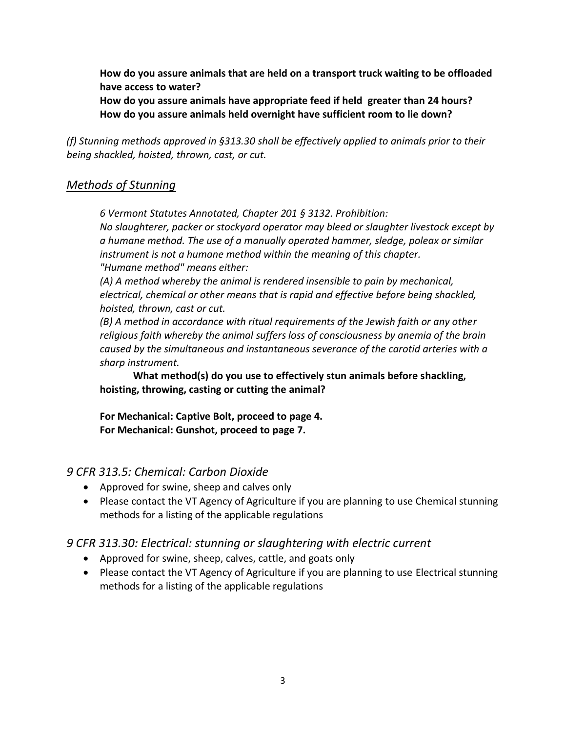**How do you assure animals that are held on a transport truck waiting to be offloaded have access to water?**
**How do you assure animals have appropriate feed if held greater than 24 hours?**
**How do you assure animals held overnight have sufficient room to lie down?**

*(f) Stunning methods approved in §313.30 shall be effectively applied to animals prior to their being shackled, hoisted, thrown, cast, or cut.*

## *Methods of Stunning*

*6 Vermont Statutes Annotated, Chapter 201 § 3132. Prohibition:*
*No slaughterer, packer or stockyard operator may bleed or slaughter livestock except by a humane method. The use of a manually operated hammer, sledge, poleax or similar instrument is not a humane method within the meaning of this chapter.*
*"Humane method" means either:*
*(A) A method whereby the animal is rendered insensible to pain by mechanical, electrical, chemical or other means that is rapid and effective before being shackled, hoisted, thrown, cast or cut.*
*(B) A method in accordance with ritual requirements of the Jewish faith or any other religious faith whereby the animal suffers loss of consciousness by anemia of the brain caused by the simultaneous and instantaneous severance of the carotid arteries with a sharp instrument.*

**What method(s) do you use to effectively stun animals before shackling, hoisting, throwing, casting or cutting the animal?**

**For Mechanical: Captive Bolt, proceed to page 4.**
**For Mechanical: Gunshot, proceed to page 7.**

### *9 CFR 313.5: Chemical: Carbon Dioxide*

- Approved for swine, sheep and calves only
- Please contact the VT Agency of Agriculture if you are planning to use Chemical stunning methods for a listing of the applicable regulations

### *9 CFR 313.30: Electrical: stunning or slaughtering with electric current*

- Approved for swine, sheep, calves, cattle, and goats only
- Please contact the VT Agency of Agriculture if you are planning to use Electrical stunning methods for a listing of the applicable regulations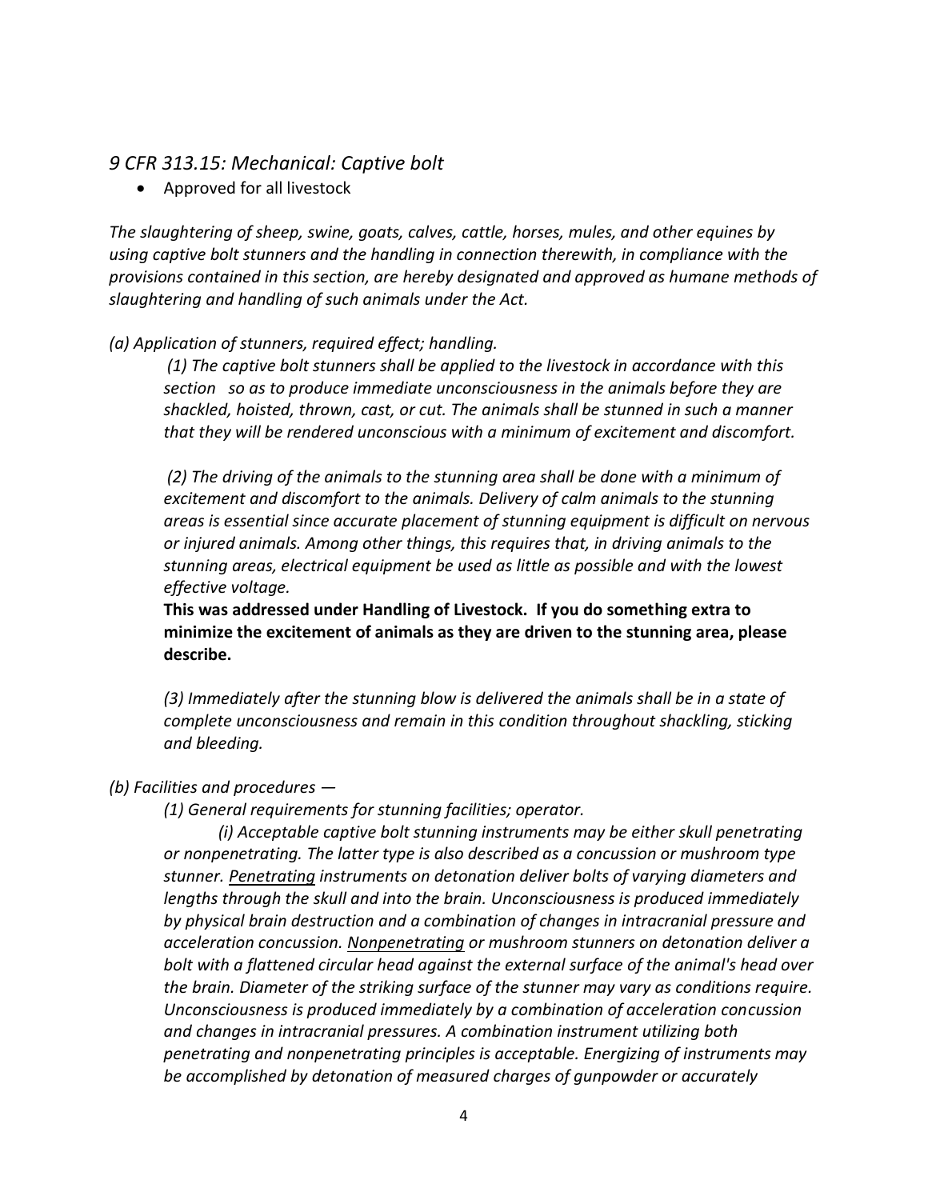## *9 CFR 313.15: Mechanical: Captive bolt*

- Approved for all livestock

*The slaughtering of sheep, swine, goats, calves, cattle, horses, mules, and other equines by using captive bolt stunners and the handling in connection therewith, in compliance with the provisions contained in this section, are hereby designated and approved as humane methods of slaughtering and handling of such animals under the Act.*

*(a) Application of stunners, required effect; handling.*

*(1) The captive bolt stunners shall be applied to the livestock in accordance with this section so as to produce immediate unconsciousness in the animals before they are shackled, hoisted, thrown, cast, or cut. The animals shall be stunned in such a manner that they will be rendered unconscious with a minimum of excitement and discomfort.*

*(2) The driving of the animals to the stunning area shall be done with a minimum of excitement and discomfort to the animals. Delivery of calm animals to the stunning areas is essential since accurate placement of stunning equipment is difficult on nervous or injured animals. Among other things, this requires that, in driving animals to the stunning areas, electrical equipment be used as little as possible and with the lowest effective voltage.*

**This was addressed under Handling of Livestock. If you do something extra to minimize the excitement of animals as they are driven to the stunning area, please describe.**

*(3) Immediately after the stunning blow is delivered the animals shall be in a state of complete unconsciousness and remain in this condition throughout shackling, sticking and bleeding.*

*(b) Facilities and procedures —*

*(1) General requirements for stunning facilities; operator.*

*(i) Acceptable captive bolt stunning instruments may be either skull penetrating or nonpenetrating. The latter type is also described as a concussion or mushroom type stunner. <u>Penetrating</u> instruments on detonation deliver bolts of varying diameters and lengths through the skull and into the brain. Unconsciousness is produced immediately by physical brain destruction and a combination of changes in intracranial pressure and acceleration concussion. <u>Nonpenetrating</u> or mushroom stunners on detonation deliver a bolt with a flattened circular head against the external surface of the animal's head over the brain. Diameter of the striking surface of the stunner may vary as conditions require. Unconsciousness is produced immediately by a combination of acceleration concussion and changes in intracranial pressures. A combination instrument utilizing both penetrating and nonpenetrating principles is acceptable. Energizing of instruments may be accomplished by detonation of measured charges of gunpowder or accurately*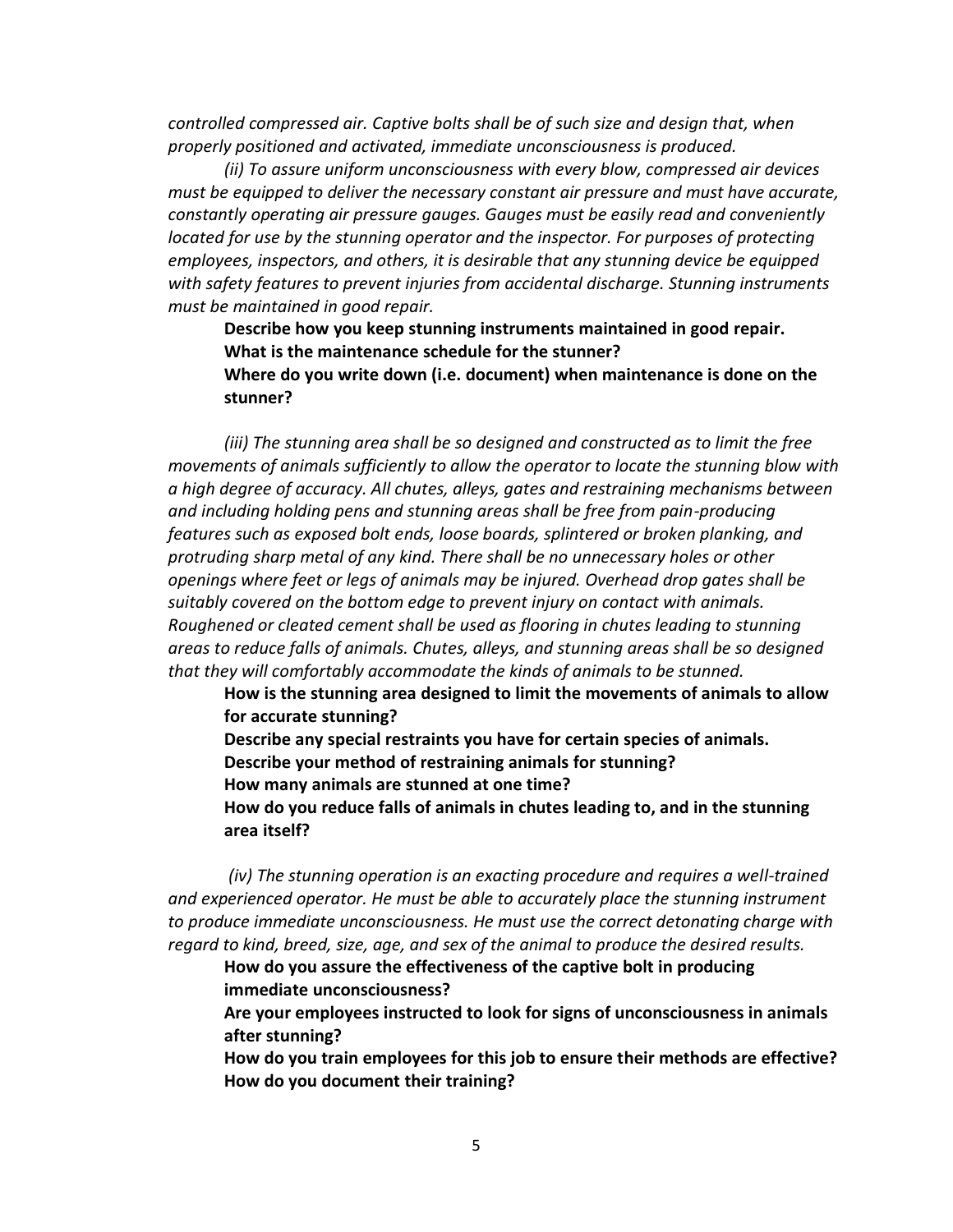*controlled compressed air. Captive bolts shall be of such size and design that, when properly positioned and activated, immediate unconsciousness is produced.*

*(ii) To assure uniform unconsciousness with every blow, compressed air devices must be equipped to deliver the necessary constant air pressure and must have accurate, constantly operating air pressure gauges. Gauges must be easily read and conveniently located for use by the stunning operator and the inspector. For purposes of protecting employees, inspectors, and others, it is desirable that any stunning device be equipped with safety features to prevent injuries from accidental discharge. Stunning instruments must be maintained in good repair.*

**Describe how you keep stunning instruments maintained in good repair.**
**What is the maintenance schedule for the stunner?**
**Where do you write down (i.e. document) when maintenance is done on the stunner?**

*(iii) The stunning area shall be so designed and constructed as to limit the free movements of animals sufficiently to allow the operator to locate the stunning blow with a high degree of accuracy. All chutes, alleys, gates and restraining mechanisms between and including holding pens and stunning areas shall be free from pain-producing features such as exposed bolt ends, loose boards, splintered or broken planking, and protruding sharp metal of any kind. There shall be no unnecessary holes or other openings where feet or legs of animals may be injured. Overhead drop gates shall be suitably covered on the bottom edge to prevent injury on contact with animals. Roughened or cleated cement shall be used as flooring in chutes leading to stunning areas to reduce falls of animals. Chutes, alleys, and stunning areas shall be so designed that they will comfortably accommodate the kinds of animals to be stunned.*

**How is the stunning area designed to limit the movements of animals to allow for accurate stunning?**
**Describe any special restraints you have for certain species of animals.**
**Describe your method of restraining animals for stunning?**
**How many animals are stunned at one time?**
**How do you reduce falls of animals in chutes leading to, and in the stunning area itself?**

*(iv) The stunning operation is an exacting procedure and requires a well-trained and experienced operator. He must be able to accurately place the stunning instrument to produce immediate unconsciousness. He must use the correct detonating charge with regard to kind, breed, size, age, and sex of the animal to produce the desired results.*

**How do you assure the effectiveness of the captive bolt in producing immediate unconsciousness?**
**Are your employees instructed to look for signs of unconsciousness in animals after stunning?**
**How do you train employees for this job to ensure their methods are effective?**
**How do you document their training?**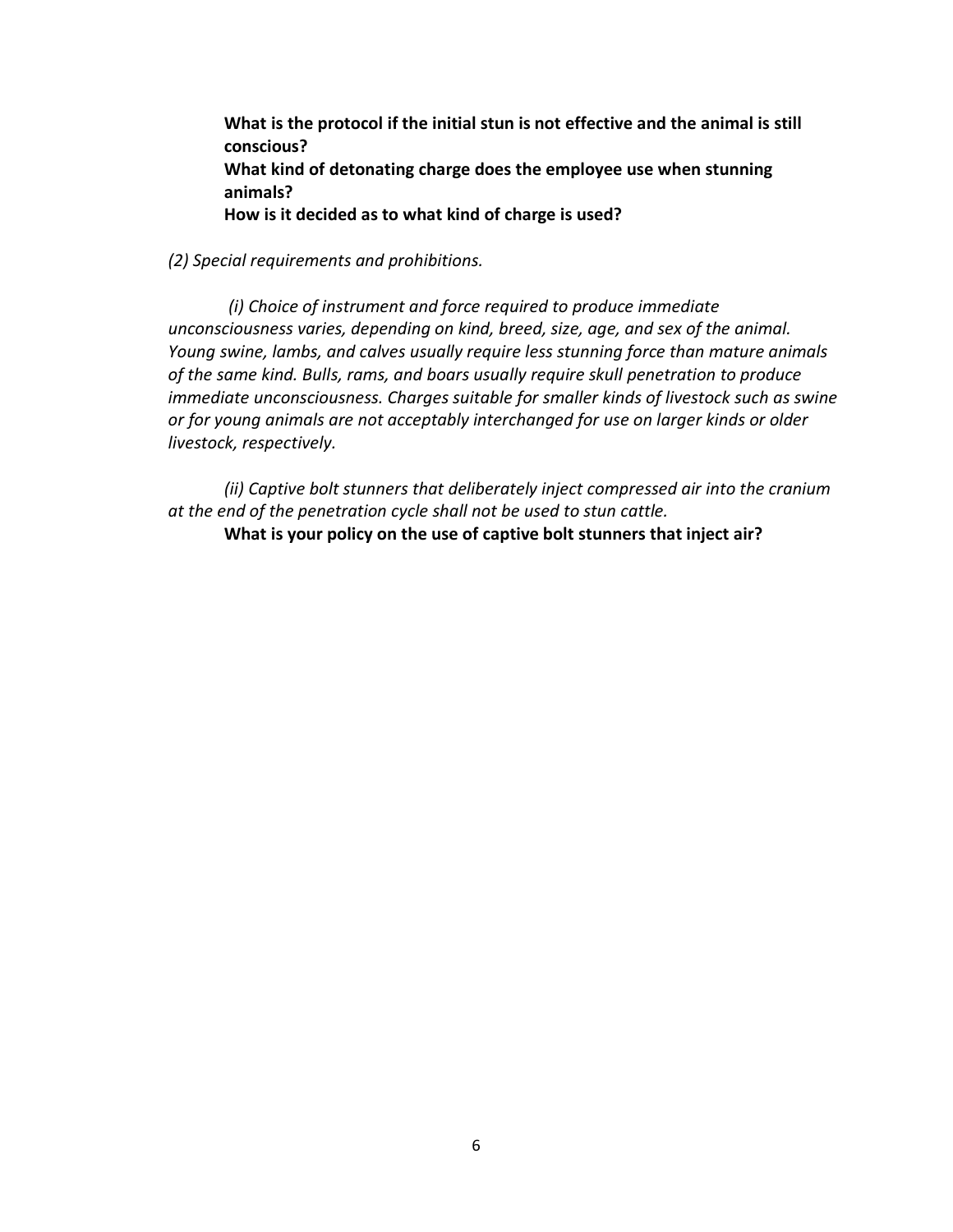**What is the protocol if the initial stun is not effective and the animal is still conscious?**
**What kind of detonating charge does the employee use when stunning animals?**
**How is it decided as to what kind of charge is used?**

*(2) Special requirements and prohibitions.*

*(i) Choice of instrument and force required to produce immediate unconsciousness varies, depending on kind, breed, size, age, and sex of the animal. Young swine, lambs, and calves usually require less stunning force than mature animals of the same kind. Bulls, rams, and boars usually require skull penetration to produce immediate unconsciousness. Charges suitable for smaller kinds of livestock such as swine or for young animals are not acceptably interchanged for use on larger kinds or older livestock, respectively.*

*(ii) Captive bolt stunners that deliberately inject compressed air into the cranium at the end of the penetration cycle shall not be used to stun cattle.*

**What is your policy on the use of captive bolt stunners that inject air?**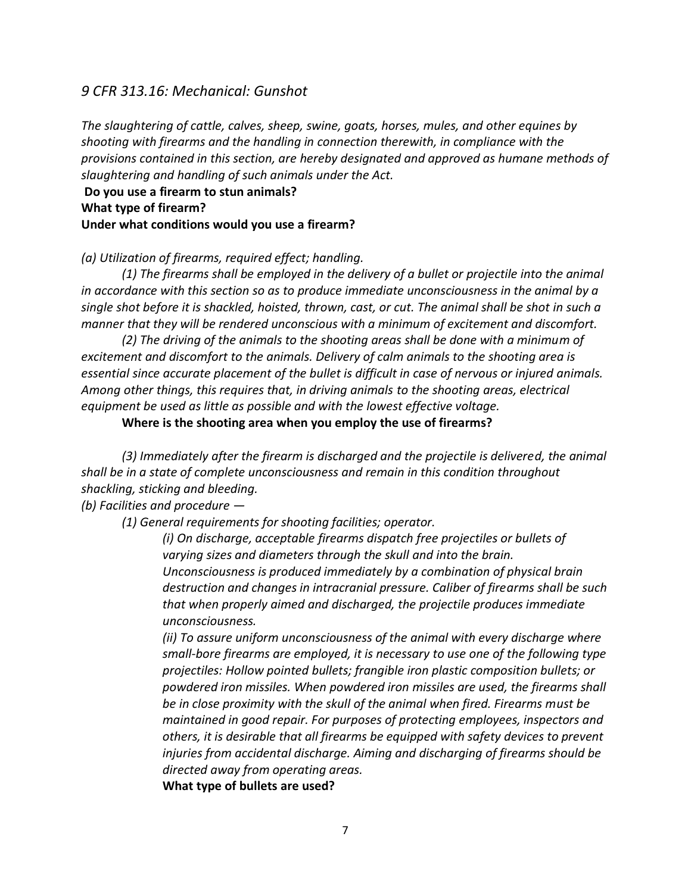## *9 CFR 313.16: Mechanical: Gunshot*

*The slaughtering of cattle, calves, sheep, swine, goats, horses, mules, and other equines by shooting with firearms and the handling in connection therewith, in compliance with the provisions contained in this section, are hereby designated and approved as humane methods of slaughtering and handling of such animals under the Act.*

**Do you use a firearm to stun animals?**
**What type of firearm?**
**Under what conditions would you use a firearm?**

*(a) Utilization of firearms, required effect; handling.*

*(1) The firearms shall be employed in the delivery of a bullet or projectile into the animal in accordance with this section so as to produce immediate unconsciousness in the animal by a single shot before it is shackled, hoisted, thrown, cast, or cut. The animal shall be shot in such a manner that they will be rendered unconscious with a minimum of excitement and discomfort.*

*(2) The driving of the animals to the shooting areas shall be done with a minimum of excitement and discomfort to the animals. Delivery of calm animals to the shooting area is essential since accurate placement of the bullet is difficult in case of nervous or injured animals. Among other things, this requires that, in driving animals to the shooting areas, electrical equipment be used as little as possible and with the lowest effective voltage.*

**Where is the shooting area when you employ the use of firearms?**

*(3) Immediately after the firearm is discharged and the projectile is delivered, the animal shall be in a state of complete unconsciousness and remain in this condition throughout shackling, sticking and bleeding.*

*(b) Facilities and procedure —*

*(1) General requirements for shooting facilities; operator.*

*(i) On discharge, acceptable firearms dispatch free projectiles or bullets of varying sizes and diameters through the skull and into the brain. Unconsciousness is produced immediately by a combination of physical brain destruction and changes in intracranial pressure. Caliber of firearms shall be such that when properly aimed and discharged, the projectile produces immediate unconsciousness.*

*(ii) To assure uniform unconsciousness of the animal with every discharge where small-bore firearms are employed, it is necessary to use one of the following type projectiles: Hollow pointed bullets; frangible iron plastic composition bullets; or powdered iron missiles. When powdered iron missiles are used, the firearms shall be in close proximity with the skull of the animal when fired. Firearms must be maintained in good repair. For purposes of protecting employees, inspectors and others, it is desirable that all firearms be equipped with safety devices to prevent injuries from accidental discharge. Aiming and discharging of firearms should be directed away from operating areas.*

**What type of bullets are used?**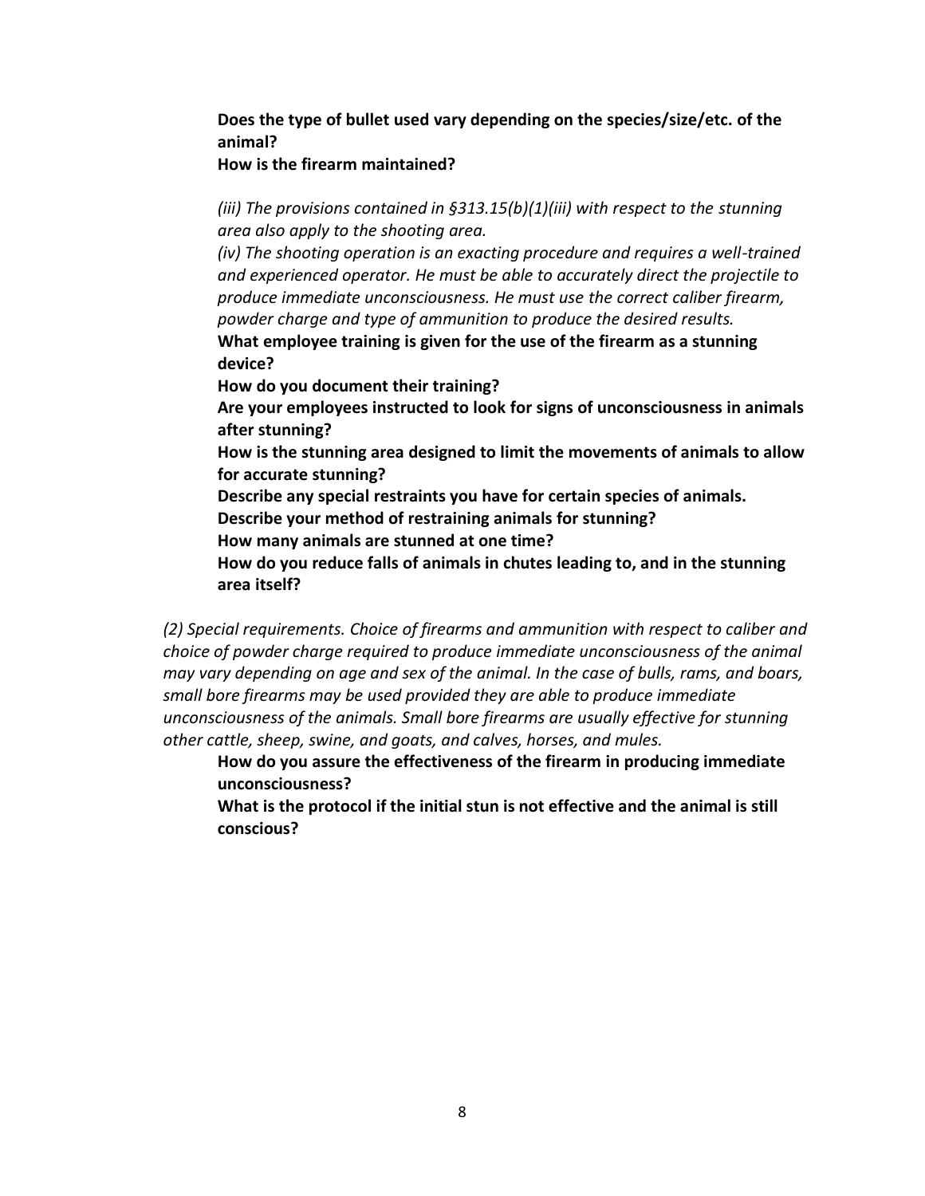**Does the type of bullet used vary depending on the species/size/etc. of the animal?**
**How is the firearm maintained?**

*(iii) The provisions contained in §313.15(b)(1)(iii) with respect to the stunning area also apply to the shooting area.*
*(iv) The shooting operation is an exacting procedure and requires a well-trained and experienced operator. He must be able to accurately direct the projectile to produce immediate unconsciousness. He must use the correct caliber firearm, powder charge and type of ammunition to produce the desired results.*
**What employee training is given for the use of the firearm as a stunning device?**
**How do you document their training?**
**Are your employees instructed to look for signs of unconsciousness in animals after stunning?**
**How is the stunning area designed to limit the movements of animals to allow for accurate stunning?**
**Describe any special restraints you have for certain species of animals.**
**Describe your method of restraining animals for stunning?**
**How many animals are stunned at one time?**
**How do you reduce falls of animals in chutes leading to, and in the stunning area itself?**

*(2) Special requirements. Choice of firearms and ammunition with respect to caliber and choice of powder charge required to produce immediate unconsciousness of the animal may vary depending on age and sex of the animal. In the case of bulls, rams, and boars, small bore firearms may be used provided they are able to produce immediate unconsciousness of the animals. Small bore firearms are usually effective for stunning other cattle, sheep, swine, and goats, and calves, horses, and mules.*
**How do you assure the effectiveness of the firearm in producing immediate unconsciousness?**
**What is the protocol if the initial stun is not effective and the animal is still conscious?**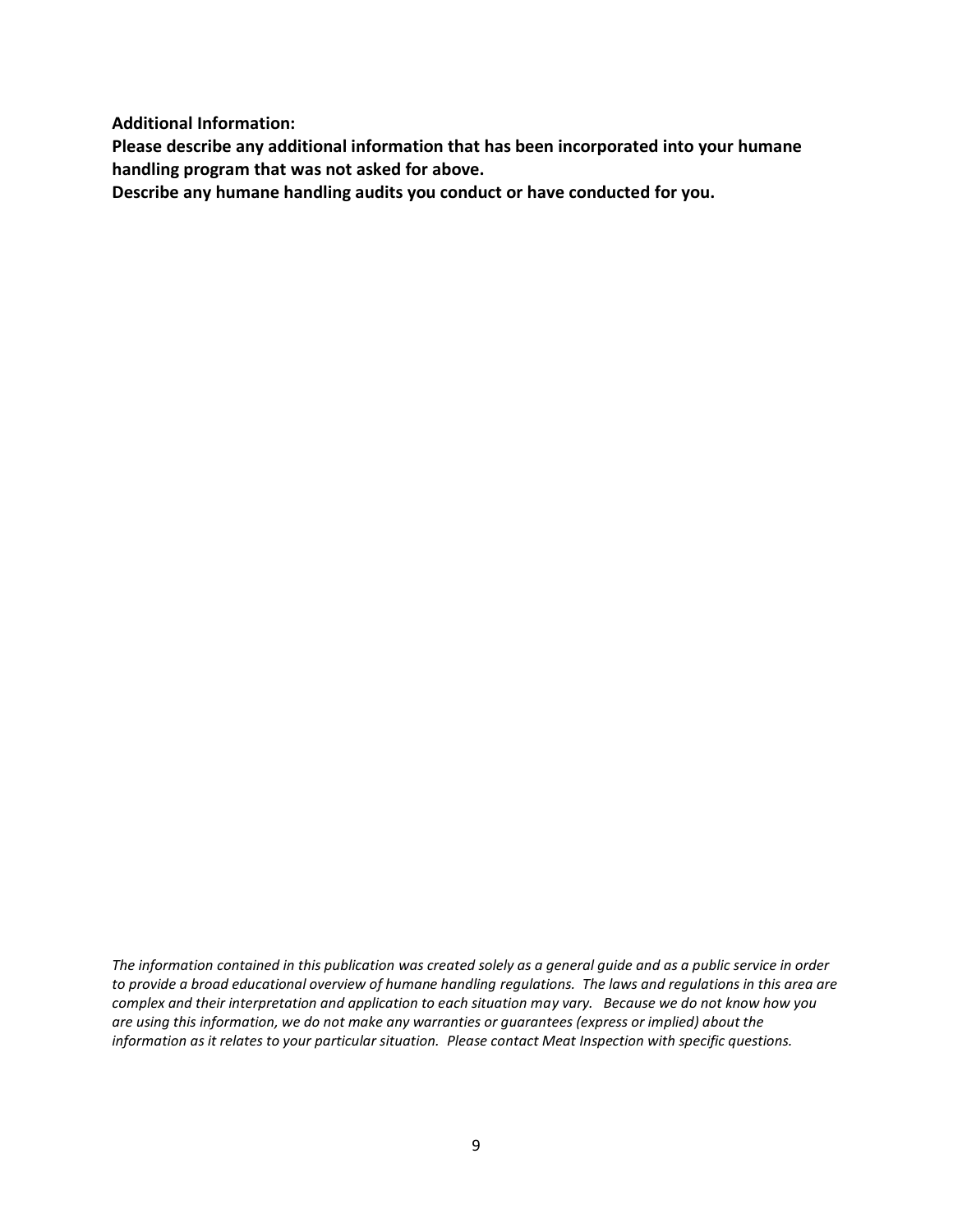**Additional Information:**

**Please describe any additional information that has been incorporated into your humane handling program that was not asked for above.**

**Describe any humane handling audits you conduct or have conducted for you.**

*The information contained in this publication was created solely as a general guide and as a public service in order to provide a broad educational overview of humane handling regulations. The laws and regulations in this area are complex and their interpretation and application to each situation may vary. Because we do not know how you are using this information, we do not make any warranties or guarantees (express or implied) about the information as it relates to your particular situation. Please contact Meat Inspection with specific questions.*